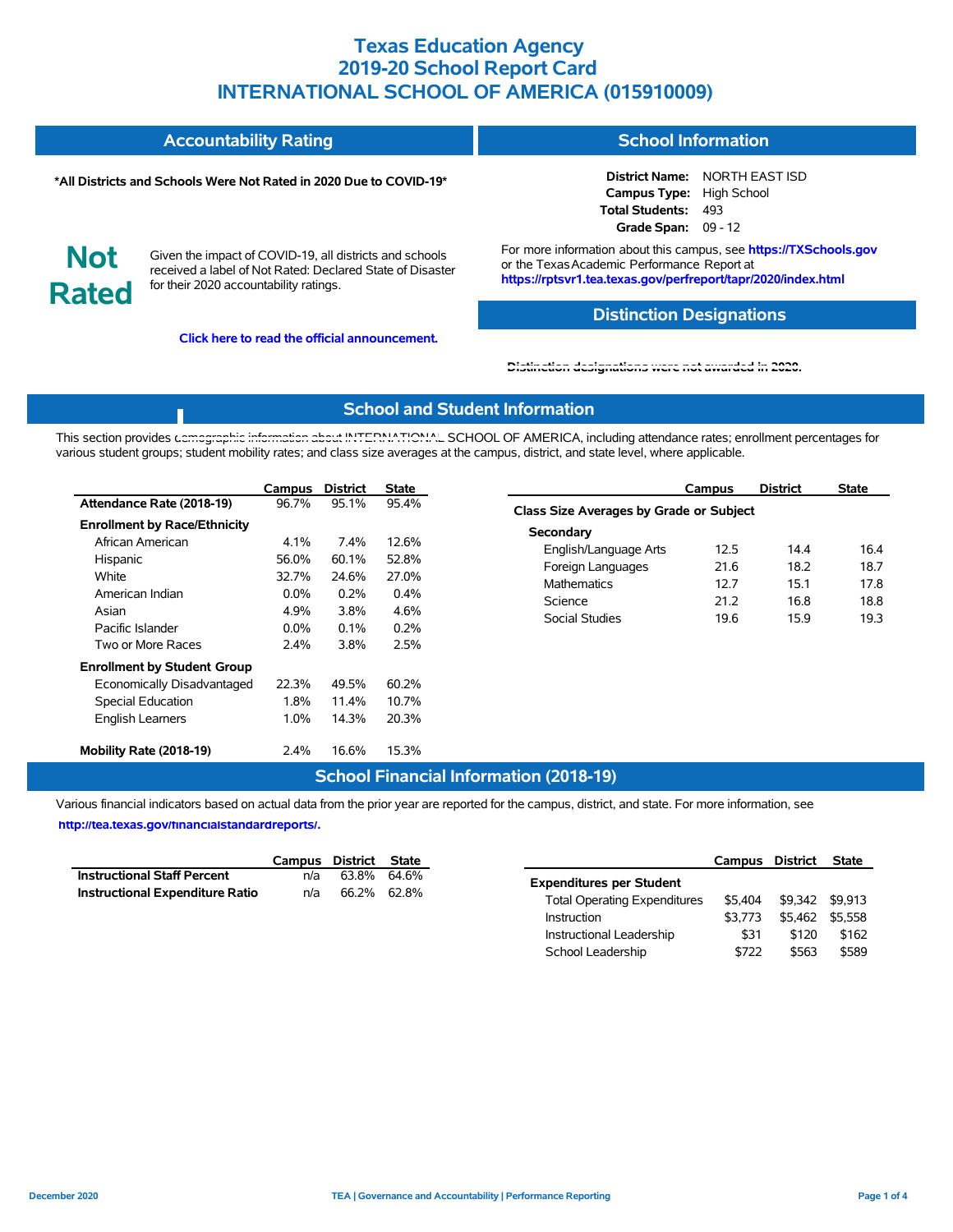# Texas Education Agency
# 2019-20 School Report Card
# INTERNATIONAL SCHOOL OF AMERICA (015910009)

## Accountability Rating

**\*All Districts and Schools Were Not Rated in 2020 Due to COVID-19\***

**Not Rated**

Given the impact of COVID-19, all districts and schools received a label of Not Rated: Declared State of Disaster for their 2020 accountability ratings.

**Click here to read the official announcement.**

## School Information

| | |
|---|---|
| **District Name:** | NORTH EAST ISD |
| **Campus Type:** | High School |
| **Total Students:** | 493 |
| **Grade Span:** | 09 - 12 |

For more information about this campus, see **https://TXSchools.gov** or the Texas Academic Performance Report at **https://rptsvr1.tea.texas.gov/perfreport/tapr/2020/index.html**

## Distinction Designations

Distinction designations were not awarded in 2020.

## School and Student Information

This section provides demographic information about INTERNATIONAL SCHOOL OF AMERICA, including attendance rates; enrollment percentages for various student groups; student mobility rates; and class size averages at the campus, district, and state level, where applicable.

| | Campus | District | State |
|---|---|---|---|
| **Attendance Rate (2018-19)** | 96.7% | 95.1% | 95.4% |
| **Enrollment by Race/Ethnicity** | | | |
| African American | 4.1% | 7.4% | 12.6% |
| Hispanic | 56.0% | 60.1% | 52.8% |
| White | 32.7% | 24.6% | 27.0% |
| American Indian | 0.0% | 0.2% | 0.4% |
| Asian | 4.9% | 3.8% | 4.6% |
| Pacific Islander | 0.0% | 0.1% | 0.2% |
| Two or More Races | 2.4% | 3.8% | 2.5% |
| **Enrollment by Student Group** | | | |
| Economically Disadvantaged | 22.3% | 49.5% | 60.2% |
| Special Education | 1.8% | 11.4% | 10.7% |
| English Learners | 1.0% | 14.3% | 20.3% |
| **Mobility Rate (2018-19)** | 2.4% | 16.6% | 15.3% |

| | Campus | District | State |
|---|---|---|---|
| **Class Size Averages by Grade or Subject** | | | |
| **Secondary** | | | |
| English/Language Arts | 12.5 | 14.4 | 16.4 |
| Foreign Languages | 21.6 | 18.2 | 18.7 |
| Mathematics | 12.7 | 15.1 | 17.8 |
| Science | 21.2 | 16.8 | 18.8 |
| Social Studies | 19.6 | 15.9 | 19.3 |

## School Financial Information (2018-19)

Various financial indicators based on actual data from the prior year are reported for the campus, district, and state. For more information, see **http://tea.texas.gov/financialstandardreports/.**

| | Campus | District | State |
|---|---|---|---|
| **Instructional Staff Percent** | n/a | 63.8% | 64.6% |
| **Instructional Expenditure Ratio** | n/a | 66.2% | 62.8% |

| | Campus | District | State |
|---|---|---|---|
| **Expenditures per Student** | | | |
| Total Operating Expenditures | $5,404 | $9,342 | $9,913 |
| Instruction | $3,773 | $5,462 | $5,558 |
| Instructional Leadership | $31 | $120 | $162 |
| School Leadership | $722 | $563 | $589 |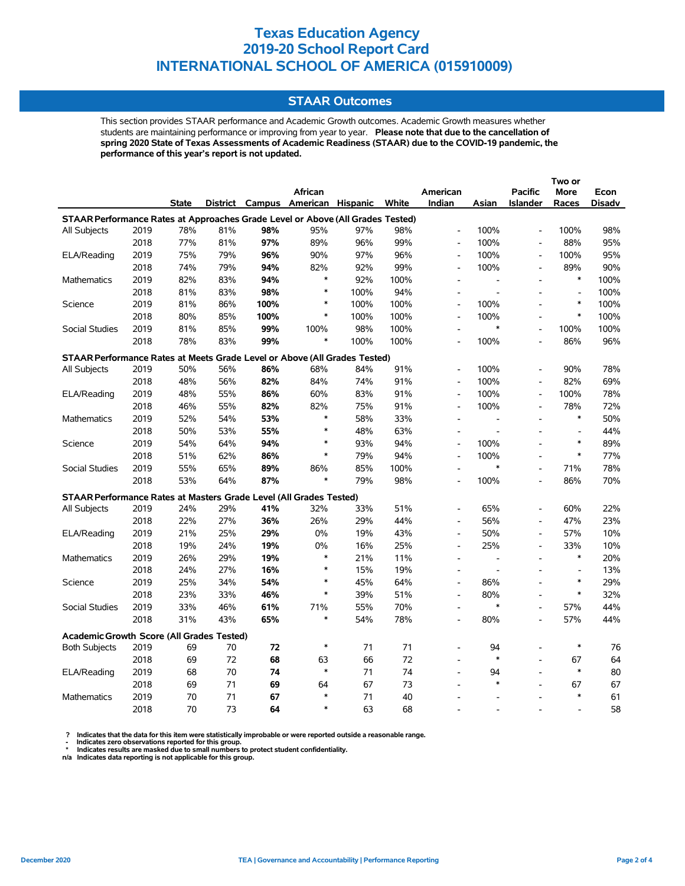# Texas Education Agency
# 2019-20 School Report Card
# INTERNATIONAL SCHOOL OF AMERICA (015910009)

## STAAR Outcomes

This section provides STAAR performance and Academic Growth outcomes. Academic Growth measures whether students are maintaining performance or improving from year to year. **Please note that due to the cancellation of spring 2020 State of Texas Assessments of Academic Readiness (STAAR) due to the COVID-19 pandemic, the performance of this year's report is not updated.**

| | | State | District | Campus | African American | Hispanic | White | American Indian | Asian | Pacific Islander | Two or More Races | Econ Disadv |
|---|---|---|---|---|---|---|---|---|---|---|---|---|
| **STAAR Performance Rates at Approaches Grade Level or Above (All Grades Tested)** | | | | | | | | | | | | |
| All Subjects | 2019 | 78% | 81% | **98%** | 95% | 97% | 98% | - | 100% | - | 100% | 98% |
| | 2018 | 77% | 81% | **97%** | 89% | 96% | 99% | - | 100% | - | 88% | 95% |
| ELA/Reading | 2019 | 75% | 79% | **96%** | 90% | 97% | 96% | - | 100% | - | 100% | 95% |
| | 2018 | 74% | 79% | **94%** | 82% | 92% | 99% | - | 100% | - | 89% | 90% |
| Mathematics | 2019 | 82% | 83% | **94%** | * | 92% | 100% | - | - | - | * | 100% |
| | 2018 | 81% | 83% | **98%** | * | 100% | 94% | - | - | - | - | 100% |
| Science | 2019 | 81% | 86% | **100%** | * | 100% | 100% | - | 100% | - | * | 100% |
| | 2018 | 80% | 85% | **100%** | * | 100% | 100% | - | 100% | - | * | 100% |
| Social Studies | 2019 | 81% | 85% | **99%** | 100% | 98% | 100% | - | * | - | 100% | 100% |
| | 2018 | 78% | 83% | **99%** | * | 100% | 100% | - | 100% | - | 86% | 96% |
| **STAAR Performance Rates at Meets Grade Level or Above (All Grades Tested)** | | | | | | | | | | | | |
| All Subjects | 2019 | 50% | 56% | **86%** | 68% | 84% | 91% | - | 100% | - | 90% | 78% |
| | 2018 | 48% | 56% | **82%** | 84% | 74% | 91% | - | 100% | - | 82% | 69% |
| ELA/Reading | 2019 | 48% | 55% | **86%** | 60% | 83% | 91% | - | 100% | - | 100% | 78% |
| | 2018 | 46% | 55% | **82%** | 82% | 75% | 91% | - | 100% | - | 78% | 72% |
| Mathematics | 2019 | 52% | 54% | **53%** | * | 58% | 33% | - | - | - | * | 50% |
| | 2018 | 50% | 53% | **55%** | * | 48% | 63% | - | - | - | - | 44% |
| Science | 2019 | 54% | 64% | **94%** | * | 93% | 94% | - | 100% | - | * | 89% |
| | 2018 | 51% | 62% | **86%** | * | 79% | 94% | - | 100% | - | * | 77% |
| Social Studies | 2019 | 55% | 65% | **89%** | 86% | 85% | 100% | - | * | - | 71% | 78% |
| | 2018 | 53% | 64% | **87%** | * | 79% | 98% | - | 100% | - | 86% | 70% |
| **STAAR Performance Rates at Masters Grade Level (All Grades Tested)** | | | | | | | | | | | | |
| All Subjects | 2019 | 24% | 29% | **41%** | 32% | 33% | 51% | - | 65% | - | 60% | 22% |
| | 2018 | 22% | 27% | **36%** | 26% | 29% | 44% | - | 56% | - | 47% | 23% |
| ELA/Reading | 2019 | 21% | 25% | **29%** | 0% | 19% | 43% | - | 50% | - | 57% | 10% |
| | 2018 | 19% | 24% | **19%** | 0% | 16% | 25% | - | 25% | - | 33% | 10% |
| Mathematics | 2019 | 26% | 29% | **19%** | * | 21% | 11% | - | - | - | * | 20% |
| | 2018 | 24% | 27% | **16%** | * | 15% | 19% | - | - | - | - | 13% |
| Science | 2019 | 25% | 34% | **54%** | * | 45% | 64% | - | 86% | - | * | 29% |
| | 2018 | 23% | 33% | **46%** | * | 39% | 51% | - | 80% | - | * | 32% |
| Social Studies | 2019 | 33% | 46% | **61%** | 71% | 55% | 70% | - | * | - | 57% | 44% |
| | 2018 | 31% | 43% | **65%** | * | 54% | 78% | - | 80% | - | 57% | 44% |
| **Academic Growth Score (All Grades Tested)** | | | | | | | | | | | | |
| Both Subjects | 2019 | 69 | 70 | **72** | * | 71 | 71 | - | 94 | - | * | 76 |
| | 2018 | 69 | 72 | **68** | 63 | 66 | 72 | - | * | - | 67 | 64 |
| ELA/Reading | 2019 | 68 | 70 | **74** | * | 71 | 74 | - | 94 | - | * | 80 |
| | 2018 | 69 | 71 | **69** | 64 | 67 | 73 | - | * | - | 67 | 67 |
| Mathematics | 2019 | 70 | 71 | **67** | * | 71 | 40 | - | - | - | * | 61 |
| | 2018 | 70 | 73 | **64** | * | 63 | 68 | - | - | - | - | 58 |

? Indicates that the data for this item were statistically improbable or were reported outside a reasonable range.
- Indicates zero observations reported for this group.
* Indicates results are masked due to small numbers to protect student confidentiality.
n/a Indicates data reporting is not applicable for this group.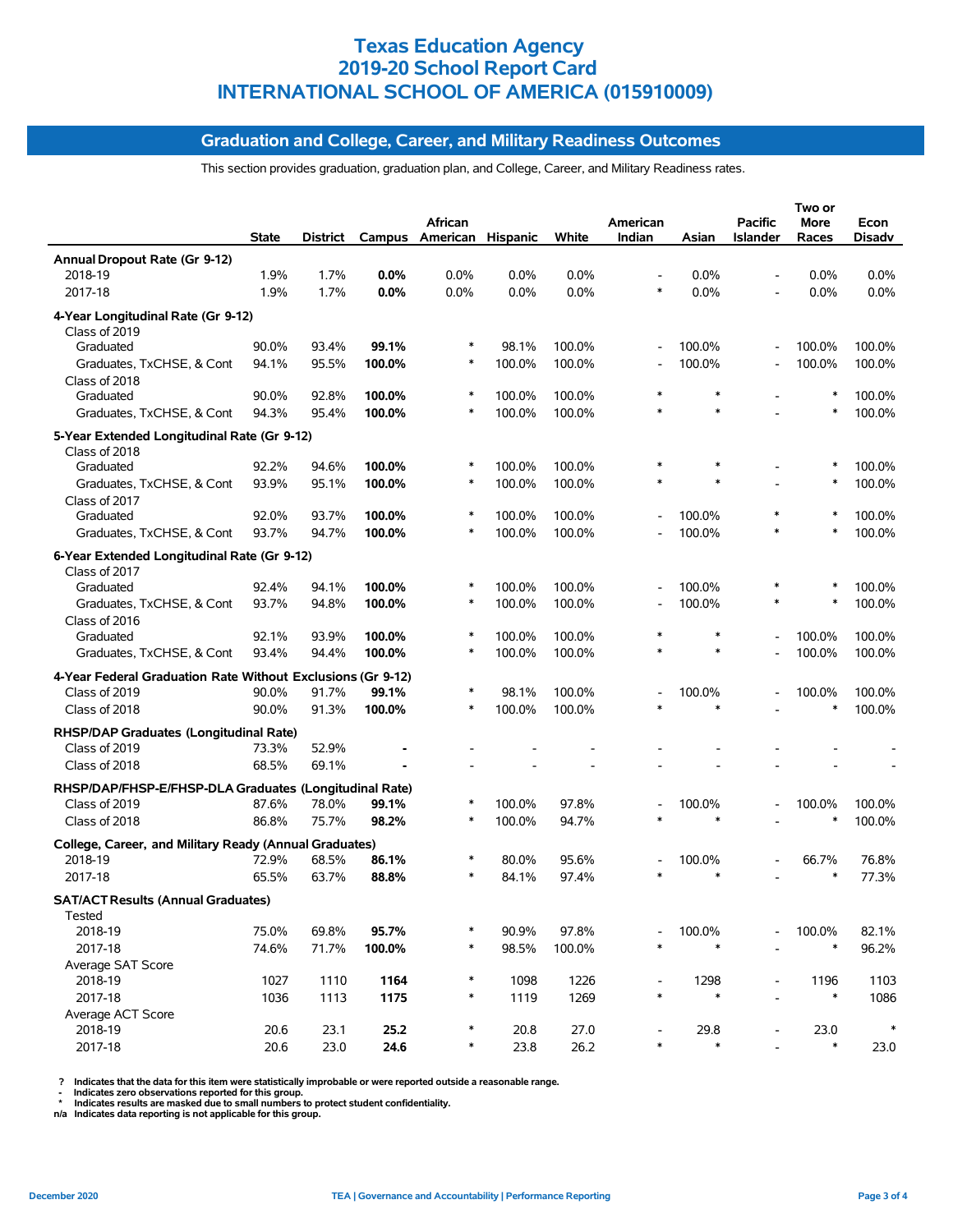# Texas Education Agency
# 2019-20 School Report Card
# INTERNATIONAL SCHOOL OF AMERICA (015910009)

## Graduation and College, Career, and Military Readiness Outcomes

This section provides graduation, graduation plan, and College, Career, and Military Readiness rates.

| | State | District | Campus | African American | Hispanic | White | American Indian | Asian | Pacific Islander | Two or More Races | Econ Disadv |
|---|---|---|---|---|---|---|---|---|---|---|---|
| **Annual Dropout Rate (Gr 9-12)** | | | | | | | | | | | |
| 2018-19 | 1.9% | 1.7% | **0.0%** | 0.0% | 0.0% | 0.0% | - | 0.0% | - | 0.0% | 0.0% |
| 2017-18 | 1.9% | 1.7% | **0.0%** | 0.0% | 0.0% | 0.0% | * | 0.0% | - | 0.0% | 0.0% |
| **4-Year Longitudinal Rate (Gr 9-12)** | | | | | | | | | | | |
| Class of 2019 | | | | | | | | | | | |
| Graduated | 90.0% | 93.4% | **99.1%** | * | 98.1% | 100.0% | - | 100.0% | - | 100.0% | 100.0% |
| Graduates, TxCHSE, & Cont | 94.1% | 95.5% | **100.0%** | * | 100.0% | 100.0% | - | 100.0% | - | 100.0% | 100.0% |
| Class of 2018 | | | | | | | | | | | |
| Graduated | 90.0% | 92.8% | **100.0%** | * | 100.0% | 100.0% | * | * | - | * | 100.0% |
| Graduates, TxCHSE, & Cont | 94.3% | 95.4% | **100.0%** | * | 100.0% | 100.0% | * | * | - | * | 100.0% |
| **5-Year Extended Longitudinal Rate (Gr 9-12)** | | | | | | | | | | | |
| Class of 2018 | | | | | | | | | | | |
| Graduated | 92.2% | 94.6% | **100.0%** | * | 100.0% | 100.0% | * | * | - | * | 100.0% |
| Graduates, TxCHSE, & Cont | 93.9% | 95.1% | **100.0%** | * | 100.0% | 100.0% | * | * | - | * | 100.0% |
| Class of 2017 | | | | | | | | | | | |
| Graduated | 92.0% | 93.7% | **100.0%** | * | 100.0% | 100.0% | - | 100.0% | * | * | 100.0% |
| Graduates, TxCHSE, & Cont | 93.7% | 94.7% | **100.0%** | * | 100.0% | 100.0% | - | 100.0% | * | * | 100.0% |
| **6-Year Extended Longitudinal Rate (Gr 9-12)** | | | | | | | | | | | |
| Class of 2017 | | | | | | | | | | | |
| Graduated | 92.4% | 94.1% | **100.0%** | * | 100.0% | 100.0% | - | 100.0% | * | * | 100.0% |
| Graduates, TxCHSE, & Cont | 93.7% | 94.8% | **100.0%** | * | 100.0% | 100.0% | - | 100.0% | * | * | 100.0% |
| Class of 2016 | | | | | | | | | | | |
| Graduated | 92.1% | 93.9% | **100.0%** | * | 100.0% | 100.0% | * | * | - | 100.0% | 100.0% |
| Graduates, TxCHSE, & Cont | 93.4% | 94.4% | **100.0%** | * | 100.0% | 100.0% | * | * | - | 100.0% | 100.0% |
| **4-Year Federal Graduation Rate Without Exclusions (Gr 9-12)** | | | | | | | | | | | |
| Class of 2019 | 90.0% | 91.7% | **99.1%** | * | 98.1% | 100.0% | - | 100.0% | - | 100.0% | 100.0% |
| Class of 2018 | 90.0% | 91.3% | **100.0%** | * | 100.0% | 100.0% | * | * | - | * | 100.0% |
| **RHSP/DAP Graduates (Longitudinal Rate)** | | | | | | | | | | | |
| Class of 2019 | 73.3% | 52.9% | **-** | - | - | - | - | - | - | - | - |
| Class of 2018 | 68.5% | 69.1% | **-** | - | - | - | - | - | - | - | - |
| **RHSP/DAP/FHSP-E/FHSP-DLA Graduates (Longitudinal Rate)** | | | | | | | | | | | |
| Class of 2019 | 87.6% | 78.0% | **99.1%** | * | 100.0% | 97.8% | - | 100.0% | - | 100.0% | 100.0% |
| Class of 2018 | 86.8% | 75.7% | **98.2%** | * | 100.0% | 94.7% | * | * | - | * | 100.0% |
| **College, Career, and Military Ready (Annual Graduates)** | | | | | | | | | | | |
| 2018-19 | 72.9% | 68.5% | **86.1%** | * | 80.0% | 95.6% | - | 100.0% | - | 66.7% | 76.8% |
| 2017-18 | 65.5% | 63.7% | **88.8%** | * | 84.1% | 97.4% | * | * | - | * | 77.3% |
| **SAT/ACT Results (Annual Graduates)** | | | | | | | | | | | |
| Tested | | | | | | | | | | | |
| 2018-19 | 75.0% | 69.8% | **95.7%** | * | 90.9% | 97.8% | - | 100.0% | - | 100.0% | 82.1% |
| 2017-18 | 74.6% | 71.7% | **100.0%** | * | 98.5% | 100.0% | * | * | - | * | 96.2% |
| Average SAT Score | | | | | | | | | | | |
| 2018-19 | 1027 | 1110 | **1164** | * | 1098 | 1226 | - | 1298 | - | 1196 | 1103 |
| 2017-18 | 1036 | 1113 | **1175** | * | 1119 | 1269 | * | * | - | * | 1086 |
| Average ACT Score | | | | | | | | | | | |
| 2018-19 | 20.6 | 23.1 | **25.2** | * | 20.8 | 27.0 | - | 29.8 | - | 23.0 | * |
| 2017-18 | 20.6 | 23.0 | **24.6** | * | 23.8 | 26.2 | * | * | - | * | 23.0 |

? Indicates that the data for this item were statistically improbable or were reported outside a reasonable range.
- Indicates zero observations reported for this group.
* Indicates results are masked due to small numbers to protect student confidentiality.
n/a Indicates data reporting is not applicable for this group.